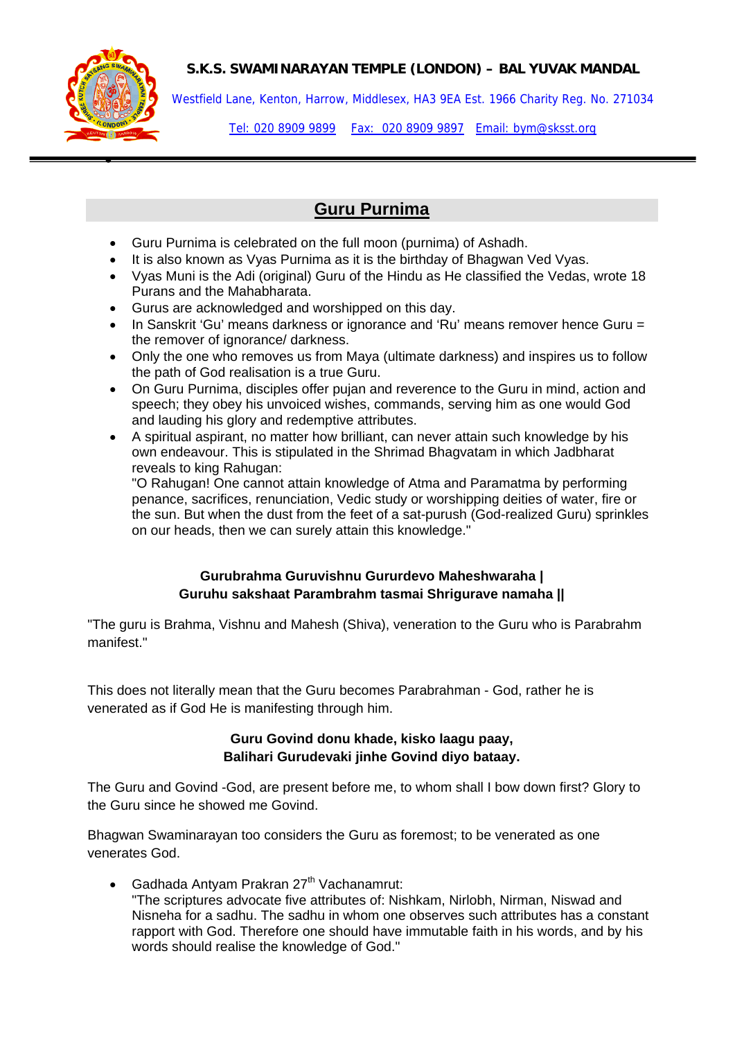**S.K.S. SWAMINARAYAN TEMPLE (LONDON) – BAL YUVAK MANDAL**

Westfield Lane, Kenton, Harrow, Middlesex, HA3 9EA Est. 1966 Charity Reg. No. 271034

Tel: 020 8909 9899 Fax: 020 8909 9897 Email: bym@sksst.org

# Guru Purnima

- Guru Purnima is celebrated on the full moon (purnima) of Ashadh.
- It is also known as Vyas Purnima as it is the birthday of Bhagwan Ved Vyas.
- Vyas Muni is the Adi (original) Guru of the Hindu as He classified the Vedas, wrote 18 Purans and the Mahabharata.
- Gurus are acknowledged and worshipped on this day.
- In Sanskrit 'Gu' means darkness or ignorance and 'Ru' means remover hence Guru = the remover of ignorance/ darkness.
- Only the one who removes us from Maya (ultimate darkness) and inspires us to follow the path of God realisation is a true Guru.
- On Guru Purnima, disciples offer pujan and reverence to the Guru in mind, action and speech; they obey his unvoiced wishes, commands, serving him as one would God and lauding his glory and redemptive attributes.
- A spiritual aspirant, no matter how brilliant, can never attain such knowledge by his own endeavour. This is stipulated in the Shrimad Bhagvatam in which Jadbharat reveals to king Rahugan:
  "O Rahugan! One cannot attain knowledge of Atma and Paramatma by performing penance, sacrifices, renunciation, Vedic study or worshipping deities of water, fire or the sun. But when the dust from the feet of a sat-purush (God-realized Guru) sprinkles on our heads, then we can surely attain this knowledge."

**Gurubrahma Guruvishnu Gururdevo Maheshwaraha |**
**Guruhu sakshaat Parambrahm tasmai Shrigurave namaha ||**

"The guru is Brahma, Vishnu and Mahesh (Shiva), veneration to the Guru who is Parabrahm manifest."

This does not literally mean that the Guru becomes Parabrahman - God, rather he is venerated as if God He is manifesting through him.

**Guru Govind donu khade, kisko laagu paay,**
**Balihari Gurudevaki jinhe Govind diyo bataay.**

The Guru and Govind -God, are present before me, to whom shall I bow down first? Glory to the Guru since he showed me Govind.

Bhagwan Swaminarayan too considers the Guru as foremost; to be venerated as one venerates God.

- Gadhada Antyam Prakran 27th Vachanamrut:
  "The scriptures advocate five attributes of: Nishkam, Nirlobh, Nirman, Niswad and Nisneha for a sadhu. The sadhu in whom one observes such attributes has a constant rapport with God. Therefore one should have immutable faith in his words, and by his words should realise the knowledge of God."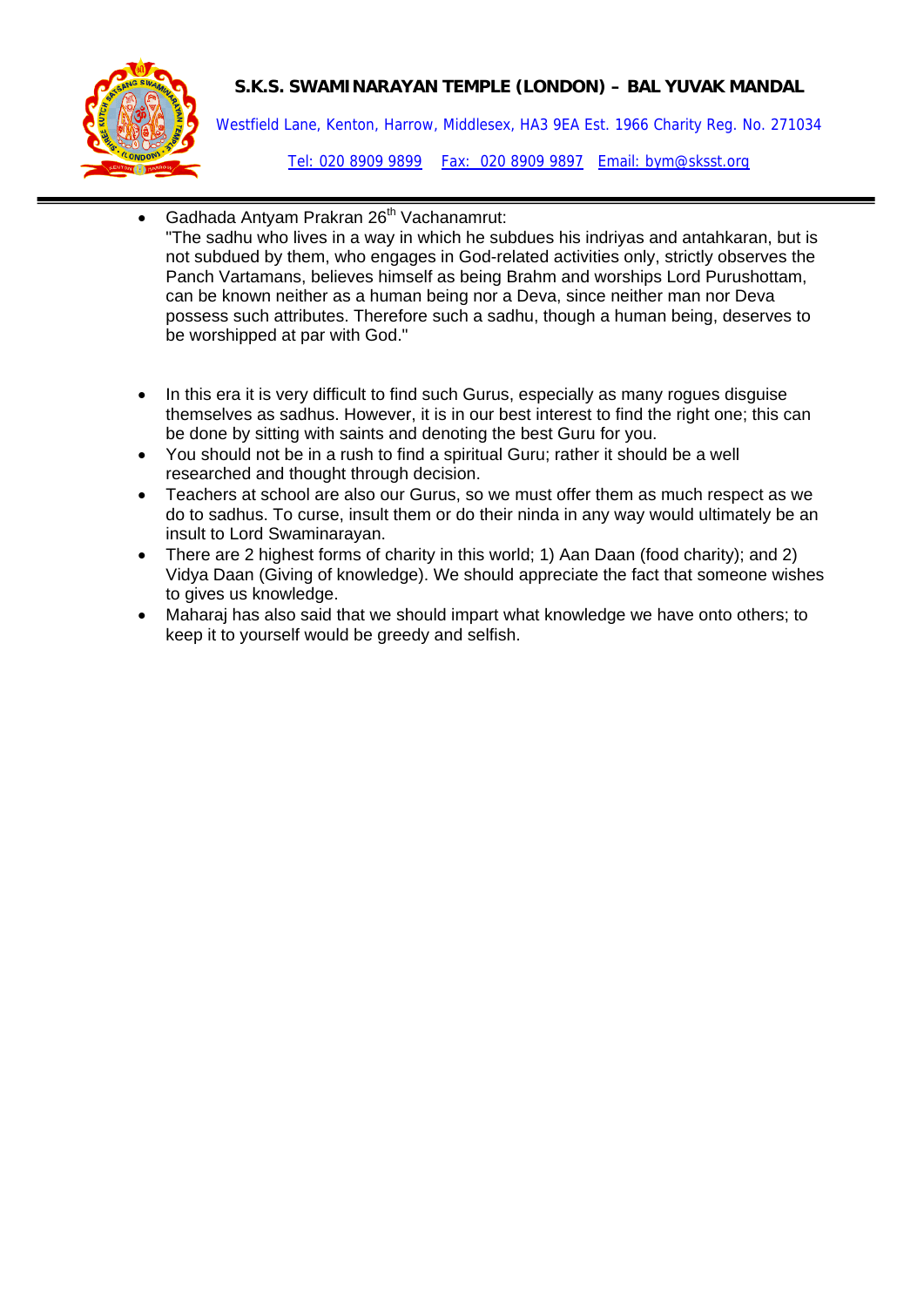- Gadhada Antyam Prakran 26th Vachanamrut:
  "The sadhu who lives in a way in which he subdues his indriyas and antahkaran, but is not subdued by them, who engages in God-related activities only, strictly observes the Panch Vartamans, believes himself as being Brahm and worships Lord Purushottam, can be known neither as a human being nor a Deva, since neither man nor Deva possess such attributes. Therefore such a sadhu, though a human being, deserves to be worshipped at par with God."

- In this era it is very difficult to find such Gurus, especially as many rogues disguise themselves as sadhus. However, it is in our best interest to find the right one; this can be done by sitting with saints and denoting the best Guru for you.
- You should not be in a rush to find a spiritual Guru; rather it should be a well researched and thought through decision.
- Teachers at school are also our Gurus, so we must offer them as much respect as we do to sadhus. To curse, insult them or do their ninda in any way would ultimately be an insult to Lord Swaminarayan.
- There are 2 highest forms of charity in this world; 1) Aan Daan (food charity); and 2) Vidya Daan (Giving of knowledge). We should appreciate the fact that someone wishes to gives us knowledge.
- Maharaj has also said that we should impart what knowledge we have onto others; to keep it to yourself would be greedy and selfish.